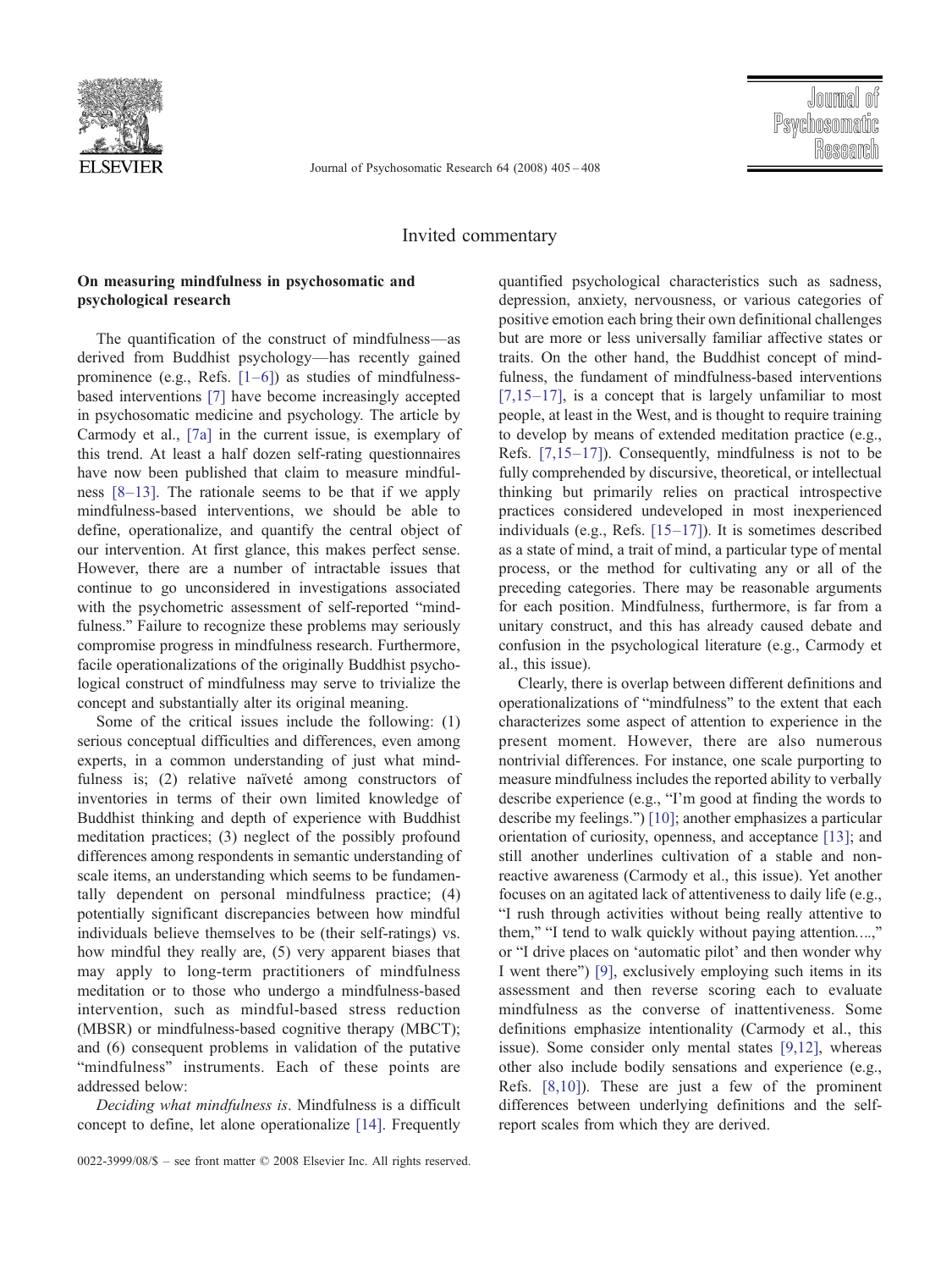Invited commentary

## On measuring mindfulness in psychosomatic and psychological research

The quantification of the construct of mindfulness—as derived from Buddhist psychology—has recently gained prominence (e.g., Refs. [1–6]) as studies of mindfulness-based interventions [7] have become increasingly accepted in psychosomatic medicine and psychology. The article by Carmody et al., [7a] in the current issue, is exemplary of this trend. At least a half dozen self-rating questionnaires have now been published that claim to measure mindfulness [8–13]. The rationale seems to be that if we apply mindfulness-based interventions, we should be able to define, operationalize, and quantify the central object of our intervention. At first glance, this makes perfect sense. However, there are a number of intractable issues that continue to go unconsidered in investigations associated with the psychometric assessment of self-reported "mindfulness." Failure to recognize these problems may seriously compromise progress in mindfulness research. Furthermore, facile operationalizations of the originally Buddhist psychological construct of mindfulness may serve to trivialize the concept and substantially alter its original meaning.

Some of the critical issues include the following: (1) serious conceptual difficulties and differences, even among experts, in a common understanding of just what mindfulness is; (2) relative naïveté among constructors of inventories in terms of their own limited knowledge of Buddhist thinking and depth of experience with Buddhist meditation practices; (3) neglect of the possibly profound differences among respondents in semantic understanding of scale items, an understanding which seems to be fundamentally dependent on personal mindfulness practice; (4) potentially significant discrepancies between how mindful individuals believe themselves to be (their self-ratings) vs. how mindful they really are, (5) very apparent biases that may apply to long-term practitioners of mindfulness meditation or to those who undergo a mindfulness-based intervention, such as mindful-based stress reduction (MBSR) or mindfulness-based cognitive therapy (MBCT); and (6) consequent problems in validation of the putative "mindfulness" instruments. Each of these points are addressed below:

*Deciding what mindfulness is*. Mindfulness is a difficult concept to define, let alone operationalize [14]. Frequently quantified psychological characteristics such as sadness, depression, anxiety, nervousness, or various categories of positive emotion each bring their own definitional challenges but are more or less universally familiar affective states or traits. On the other hand, the Buddhist concept of mindfulness, the fundament of mindfulness-based interventions [7,15–17], is a concept that is largely unfamiliar to most people, at least in the West, and is thought to require training to develop by means of extended meditation practice (e.g., Refs. [7,15–17]). Consequently, mindfulness is not to be fully comprehended by discursive, theoretical, or intellectual thinking but primarily relies on practical introspective practices considered undeveloped in most inexperienced individuals (e.g., Refs. [15–17]). It is sometimes described as a state of mind, a trait of mind, a particular type of mental process, or the method for cultivating any or all of the preceding categories. There may be reasonable arguments for each position. Mindfulness, furthermore, is far from a unitary construct, and this has already caused debate and confusion in the psychological literature (e.g., Carmody et al., this issue).

Clearly, there is overlap between different definitions and operationalizations of "mindfulness" to the extent that each characterizes some aspect of attention to experience in the present moment. However, there are also numerous nontrivial differences. For instance, one scale purporting to measure mindfulness includes the reported ability to verbally describe experience (e.g., "I'm good at finding the words to describe my feelings.") [10]; another emphasizes a particular orientation of curiosity, openness, and acceptance [13]; and still another underlines cultivation of a stable and non-reactive awareness (Carmody et al., this issue). Yet another focuses on an agitated lack of attentiveness to daily life (e.g., "I rush through activities without being really attentive to them," "I tend to walk quickly without paying attention....," or "I drive places on 'automatic pilot' and then wonder why I went there") [9], exclusively employing such items in its assessment and then reverse scoring each to evaluate mindfulness as the converse of inattentiveness. Some definitions emphasize intentionality (Carmody et al., this issue). Some consider only mental states [9,12], whereas other also include bodily sensations and experience (e.g., Refs. [8,10]). These are just a few of the prominent differences between underlying definitions and the self-report scales from which they are derived.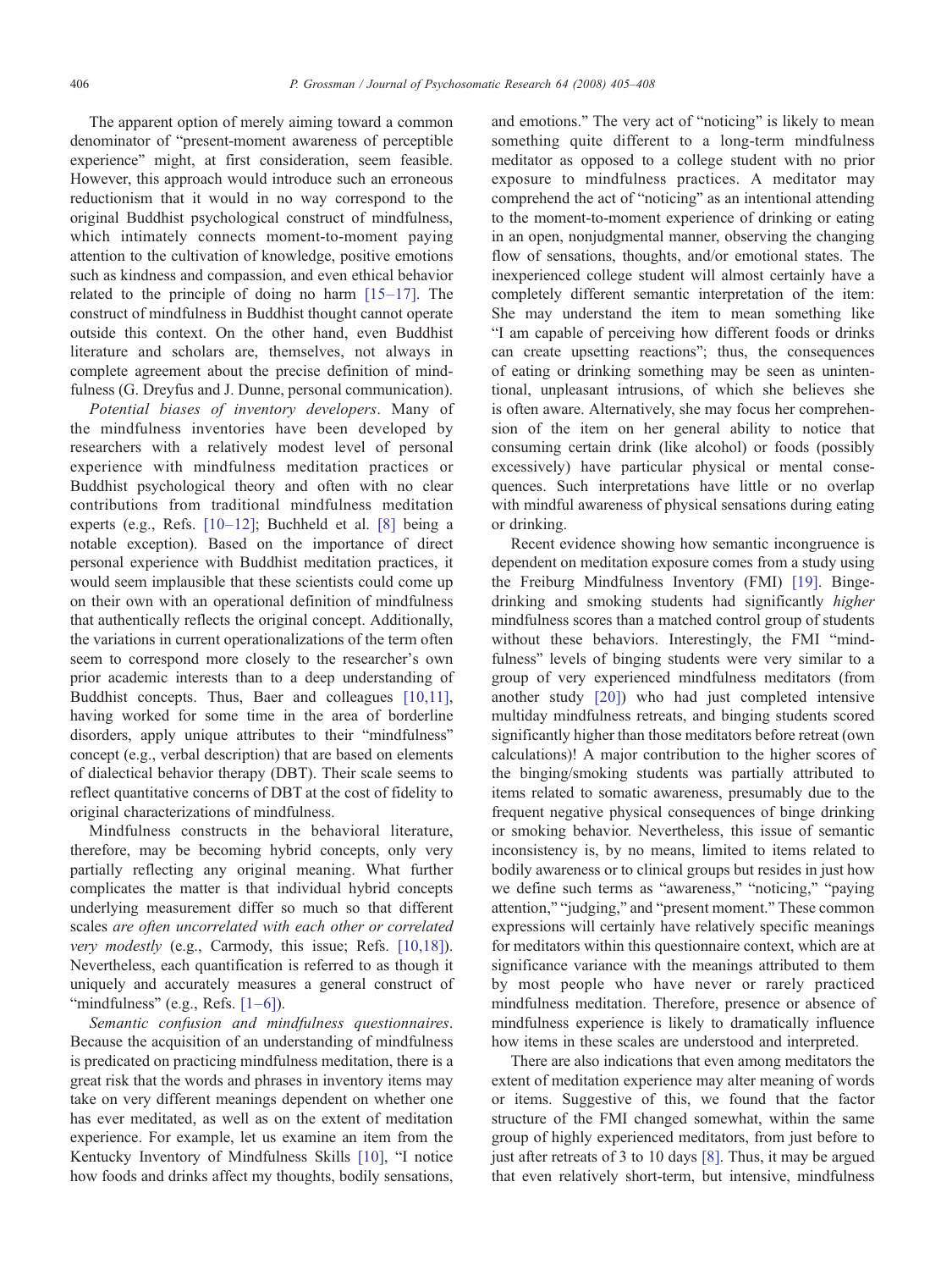The apparent option of merely aiming toward a common denominator of "present-moment awareness of perceptible experience" might, at first consideration, seem feasible. However, this approach would introduce such an erroneous reductionism that it would in no way correspond to the original Buddhist psychological construct of mindfulness, which intimately connects moment-to-moment paying attention to the cultivation of knowledge, positive emotions such as kindness and compassion, and even ethical behavior related to the principle of doing no harm [15–17]. The construct of mindfulness in Buddhist thought cannot operate outside this context. On the other hand, even Buddhist literature and scholars are, themselves, not always in complete agreement about the precise definition of mindfulness (G. Dreyfus and J. Dunne, personal communication).

*Potential biases of inventory developers*. Many of the mindfulness inventories have been developed by researchers with a relatively modest level of personal experience with mindfulness meditation practices or Buddhist psychological theory and often with no clear contributions from traditional mindfulness meditation experts (e.g., Refs. [10–12]; Buchheld et al. [8] being a notable exception). Based on the importance of direct personal experience with Buddhist meditation practices, it would seem implausible that these scientists could come up on their own with an operational definition of mindfulness that authentically reflects the original concept. Additionally, the variations in current operationalizations of the term often seem to correspond more closely to the researcher's own prior academic interests than to a deep understanding of Buddhist concepts. Thus, Baer and colleagues [10,11], having worked for some time in the area of borderline disorders, apply unique attributes to their "mindfulness" concept (e.g., verbal description) that are based on elements of dialectical behavior therapy (DBT). Their scale seems to reflect quantitative concerns of DBT at the cost of fidelity to original characterizations of mindfulness.

Mindfulness constructs in the behavioral literature, therefore, may be becoming hybrid concepts, only very partially reflecting any original meaning. What further complicates the matter is that individual hybrid concepts underlying measurement differ so much so that different scales *are often uncorrelated with each other or correlated very modestly* (e.g., Carmody, this issue; Refs. [10,18]). Nevertheless, each quantification is referred to as though it uniquely and accurately measures a general construct of "mindfulness" (e.g., Refs. [1–6]).

*Semantic confusion and mindfulness questionnaires*. Because the acquisition of an understanding of mindfulness is predicated on practicing mindfulness meditation, there is a great risk that the words and phrases in inventory items may take on very different meanings dependent on whether one has ever meditated, as well as on the extent of meditation experience. For example, let us examine an item from the Kentucky Inventory of Mindfulness Skills [10], "I notice how foods and drinks affect my thoughts, bodily sensations, and emotions." The very act of "noticing" is likely to mean something quite different to a long-term mindfulness meditator as opposed to a college student with no prior exposure to mindfulness practices. A meditator may comprehend the act of "noticing" as an intentional attending to the moment-to-moment experience of drinking or eating in an open, nonjudgmental manner, observing the changing flow of sensations, thoughts, and/or emotional states. The inexperienced college student will almost certainly have a completely different semantic interpretation of the item: She may understand the item to mean something like "I am capable of perceiving how different foods or drinks can create upsetting reactions"; thus, the consequences of eating or drinking something may be seen as unintentional, unpleasant intrusions, of which she believes she is often aware. Alternatively, she may focus her comprehension of the item on her general ability to notice that consuming certain drink (like alcohol) or foods (possibly excessively) have particular physical or mental consequences. Such interpretations have little or no overlap with mindful awareness of physical sensations during eating or drinking.

Recent evidence showing how semantic incongruence is dependent on meditation exposure comes from a study using the Freiburg Mindfulness Inventory (FMI) [19]. Binge-drinking and smoking students had significantly *higher* mindfulness scores than a matched control group of students without these behaviors. Interestingly, the FMI "mindfulness" levels of binging students were very similar to a group of very experienced mindfulness meditators (from another study [20]) who had just completed intensive multiday mindfulness retreats, and binging students scored significantly higher than those meditators before retreat (own calculations)! A major contribution to the higher scores of the binging/smoking students was partially attributed to items related to somatic awareness, presumably due to the frequent negative physical consequences of binge drinking or smoking behavior. Nevertheless, this issue of semantic inconsistency is, by no means, limited to items related to bodily awareness or to clinical groups but resides in just how we define such terms as "awareness," "noticing," "paying attention," "judging," and "present moment." These common expressions will certainly have relatively specific meanings for meditators within this questionnaire context, which are at significance variance with the meanings attributed to them by most people who have never or rarely practiced mindfulness meditation. Therefore, presence or absence of mindfulness experience is likely to dramatically influence how items in these scales are understood and interpreted.

There are also indications that even among meditators the extent of meditation experience may alter meaning of words or items. Suggestive of this, we found that the factor structure of the FMI changed somewhat, within the same group of highly experienced meditators, from just before to just after retreats of 3 to 10 days [8]. Thus, it may be argued that even relatively short-term, but intensive, mindfulness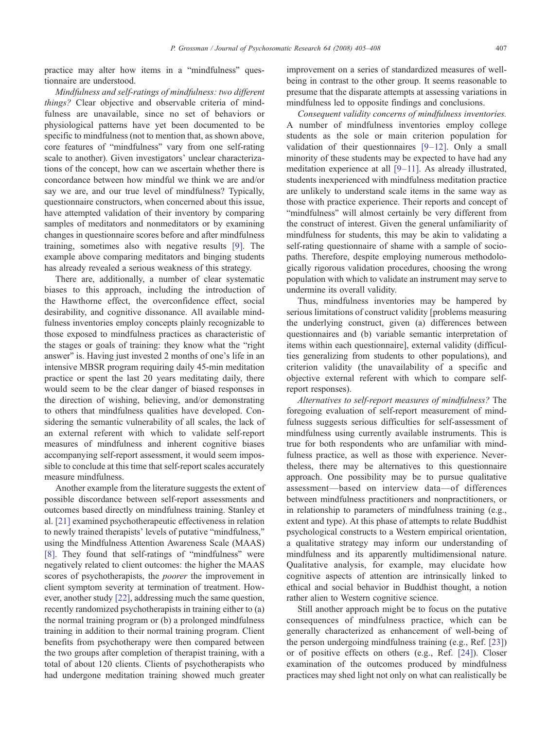practice may alter how items in a "mindfulness" questionnaire are understood.

*Mindfulness and self-ratings of mindfulness: two different things?* Clear objective and observable criteria of mindfulness are unavailable, since no set of behaviors or physiological patterns have yet been documented to be specific to mindfulness (not to mention that, as shown above, core features of "mindfulness" vary from one self-rating scale to another). Given investigators' unclear characterizations of the concept, how can we ascertain whether there is concordance between how mindful we think we are and/or say we are, and our true level of mindfulness? Typically, questionnaire constructors, when concerned about this issue, have attempted validation of their inventory by comparing samples of meditators and nonmeditators or by examining changes in questionnaire scores before and after mindfulness training, sometimes also with negative results [9]. The example above comparing meditators and binging students has already revealed a serious weakness of this strategy.

There are, additionally, a number of clear systematic biases to this approach, including the introduction of the Hawthorne effect, the overconfidence effect, social desirability, and cognitive dissonance. All available mindfulness inventories employ concepts plainly recognizable to those exposed to mindfulness practices as characteristic of the stages or goals of training: they know what the "right answer" is. Having just invested 2 months of one's life in an intensive MBSR program requiring daily 45-min meditation practice or spent the last 20 years meditating daily, there would seem to be the clear danger of biased responses in the direction of wishing, believing, and/or demonstrating to others that mindfulness qualities have developed. Considering the semantic vulnerability of all scales, the lack of an external referent with which to validate self-report measures of mindfulness and inherent cognitive biases accompanying self-report assessment, it would seem impossible to conclude at this time that self-report scales accurately measure mindfulness.

Another example from the literature suggests the extent of possible discordance between self-report assessments and outcomes based directly on mindfulness training. Stanley et al. [21] examined psychotherapeutic effectiveness in relation to newly trained therapists' levels of putative "mindfulness," using the Mindfulness Attention Awareness Scale (MAAS) [8]. They found that self-ratings of "mindfulness" were negatively related to client outcomes: the higher the MAAS scores of psychotherapists, the *poorer* the improvement in client symptom severity at termination of treatment. However, another study [22], addressing much the same question, recently randomized psychotherapists in training either to (a) the normal training program or (b) a prolonged mindfulness training in addition to their normal training program. Client benefits from psychotherapy were then compared between the two groups after completion of therapist training, with a total of about 120 clients. Clients of psychotherapists who had undergone meditation training showed much greater improvement on a series of standardized measures of well-being in contrast to the other group. It seems reasonable to presume that the disparate attempts at assessing variations in mindfulness led to opposite findings and conclusions.

*Consequent validity concerns of mindfulness inventories.* A number of mindfulness inventories employ college students as the sole or main criterion population for validation of their questionnaires [9–12]. Only a small minority of these students may be expected to have had any meditation experience at all [9–11]. As already illustrated, students inexperienced with mindfulness meditation practice are unlikely to understand scale items in the same way as those with practice experience. Their reports and concept of "mindfulness" will almost certainly be very different from the construct of interest. Given the general unfamiliarity of mindfulness for students, this may be akin to validating a self-rating questionnaire of shame with a sample of sociopaths. Therefore, despite employing numerous methodologically rigorous validation procedures, choosing the wrong population with which to validate an instrument may serve to undermine its overall validity.

Thus, mindfulness inventories may be hampered by serious limitations of construct validity [problems measuring the underlying construct, given (a) differences between questionnaires and (b) variable semantic interpretation of items within each questionnaire], external validity (difficulties generalizing from students to other populations), and criterion validity (the unavailability of a specific and objective external referent with which to compare self-report responses).

*Alternatives to self-report measures of mindfulness?* The foregoing evaluation of self-report measurement of mindfulness suggests serious difficulties for self-assessment of mindfulness using currently available instruments. This is true for both respondents who are unfamiliar with mindfulness practice, as well as those with experience. Nevertheless, there may be alternatives to this questionnaire approach. One possibility may be to pursue qualitative assessment—based on interview data—of differences between mindfulness practitioners and nonpractitioners, or in relationship to parameters of mindfulness training (e.g., extent and type). At this phase of attempts to relate Buddhist psychological constructs to a Western empirical orientation, a qualitative strategy may inform our understanding of mindfulness and its apparently multidimensional nature. Qualitative analysis, for example, may elucidate how cognitive aspects of attention are intrinsically linked to ethical and social behavior in Buddhist thought, a notion rather alien to Western cognitive science.

Still another approach might be to focus on the putative consequences of mindfulness practice, which can be generally characterized as enhancement of well-being of the person undergoing mindfulness training (e.g., Ref. [23]) or of positive effects on others (e.g., Ref. [24]). Closer examination of the outcomes produced by mindfulness practices may shed light not only on what can realistically be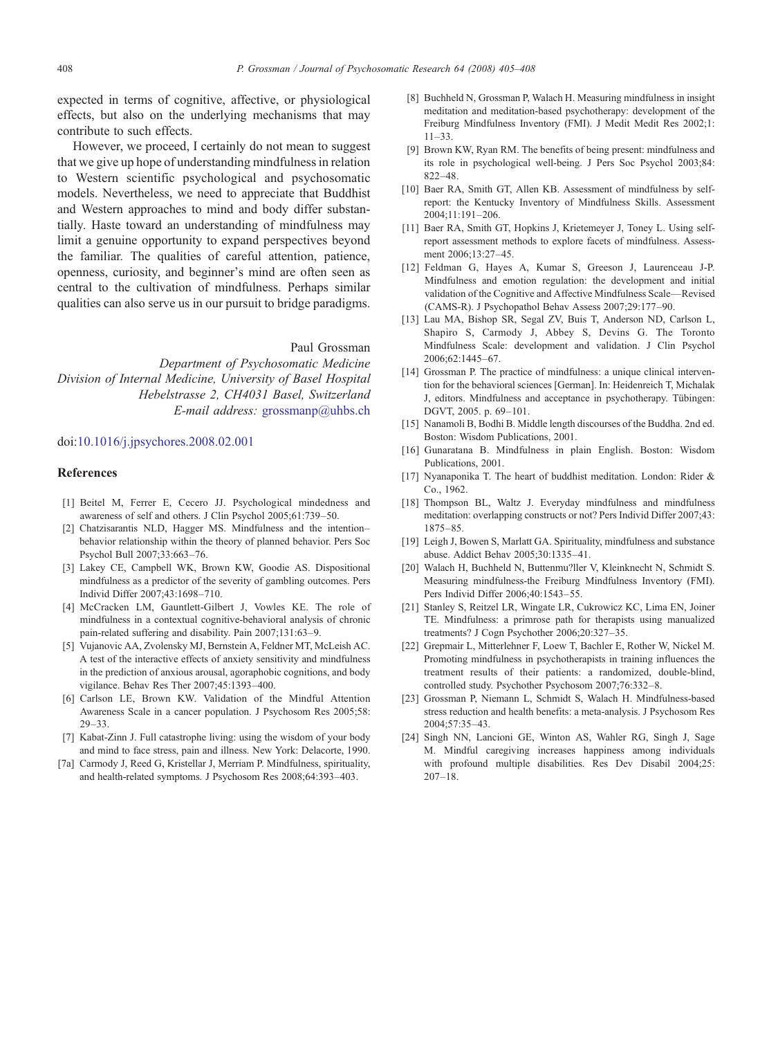expected in terms of cognitive, affective, or physiological effects, but also on the underlying mechanisms that may contribute to such effects.

However, we proceed, I certainly do not mean to suggest that we give up hope of understanding mindfulness in relation to Western scientific psychological and psychosomatic models. Nevertheless, we need to appreciate that Buddhist and Western approaches to mind and body differ substantially. Haste toward an understanding of mindfulness may limit a genuine opportunity to expand perspectives beyond the familiar. The qualities of careful attention, patience, openness, curiosity, and beginner's mind are often seen as central to the cultivation of mindfulness. Perhaps similar qualities can also serve us in our pursuit to bridge paradigms.

Paul Grossman
*Department of Psychosomatic Medicine*
*Division of Internal Medicine, University of Basel Hospital*
*Hebelstrasse 2, CH4031 Basel, Switzerland*
*E-mail address:* grossmanp@uhbs.ch

doi:10.1016/j.jpsychores.2008.02.001

## References

[1] Beitel M, Ferrer E, Cecero JJ. Psychological mindedness and awareness of self and others. J Clin Psychol 2005;61:739–50.

[2] Chatzisarantis NLD, Hagger MS. Mindfulness and the intention–behavior relationship within the theory of planned behavior. Pers Soc Psychol Bull 2007;33:663–76.

[3] Lakey CE, Campbell WK, Brown KW, Goodie AS. Dispositional mindfulness as a predictor of the severity of gambling outcomes. Pers Individ Differ 2007;43:1698–710.

[4] McCracken LM, Gauntlett-Gilbert J, Vowles KE. The role of mindfulness in a contextual cognitive-behavioral analysis of chronic pain-related suffering and disability. Pain 2007;131:63–9.

[5] Vujanovic AA, Zvolensky MJ, Bernstein A, Feldner MT, McLeish AC. A test of the interactive effects of anxiety sensitivity and mindfulness in the prediction of anxious arousal, agoraphobic cognitions, and body vigilance. Behav Res Ther 2007;45:1393–400.

[6] Carlson LE, Brown KW. Validation of the Mindful Attention Awareness Scale in a cancer population. J Psychosom Res 2005;58: 29–33.

[7] Kabat-Zinn J. Full catastrophe living: using the wisdom of your body and mind to face stress, pain and illness. New York: Delacorte, 1990.

[7a] Carmody J, Reed G, Kristellar J, Merriam P. Mindfulness, spirituality, and health-related symptoms. J Psychosom Res 2008;64:393–403.

[8] Buchheld N, Grossman P, Walach H. Measuring mindfulness in insight meditation and meditation-based psychotherapy: development of the Freiburg Mindfulness Inventory (FMI). J Medit Medit Res 2002;1: 11–33.

[9] Brown KW, Ryan RM. The benefits of being present: mindfulness and its role in psychological well-being. J Pers Soc Psychol 2003;84: 822–48.

[10] Baer RA, Smith GT, Allen KB. Assessment of mindfulness by self-report: the Kentucky Inventory of Mindfulness Skills. Assessment 2004;11:191–206.

[11] Baer RA, Smith GT, Hopkins J, Krietemeyer J, Toney L. Using self-report assessment methods to explore facets of mindfulness. Assessment 2006;13:27–45.

[12] Feldman G, Hayes A, Kumar S, Greeson J, Laurenceau J-P. Mindfulness and emotion regulation: the development and initial validation of the Cognitive and Affective Mindfulness Scale—Revised (CAMS-R). J Psychopathol Behav Assess 2007;29:177–90.

[13] Lau MA, Bishop SR, Segal ZV, Buis T, Anderson ND, Carlson L, Shapiro S, Carmody J, Abbey S, Devins G. The Toronto Mindfulness Scale: development and validation. J Clin Psychol 2006;62:1445–67.

[14] Grossman P. The practice of mindfulness: a unique clinical intervention for the behavioral sciences [German]. In: Heidenreich T, Michalak J, editors. Mindfulness and acceptance in psychotherapy. Tübingen: DGVT, 2005. p. 69–101.

[15] Nanamoli B, Bodhi B. Middle length discourses of the Buddha. 2nd ed. Boston: Wisdom Publications, 2001.

[16] Gunaratana B. Mindfulness in plain English. Boston: Wisdom Publications, 2001.

[17] Nyanaponika T. The heart of buddhist meditation. London: Rider & Co., 1962.

[18] Thompson BL, Waltz J. Everyday mindfulness and mindfulness meditation: overlapping constructs or not? Pers Individ Differ 2007;43: 1875–85.

[19] Leigh J, Bowen S, Marlatt GA. Spirituality, mindfulness and substance abuse. Addict Behav 2005;30:1335–41.

[20] Walach H, Buchheld N, Buttenmu?ller V, Kleinknecht N, Schmidt S. Measuring mindfulness-the Freiburg Mindfulness Inventory (FMI). Pers Individ Differ 2006;40:1543–55.

[21] Stanley S, Reitzel LR, Wingate LR, Cukrowicz KC, Lima EN, Joiner TE. Mindfulness: a primrose path for therapists using manualized treatments? J Cogn Psychother 2006;20:327–35.

[22] Grepmair L, Mitterlehner F, Loew T, Bachler E, Rother W, Nickel M. Promoting mindfulness in psychotherapists in training influences the treatment results of their patients: a randomized, double-blind, controlled study. Psychother Psychosom 2007;76:332–8.

[23] Grossman P, Niemann L, Schmidt S, Walach H. Mindfulness-based stress reduction and health benefits: a meta-analysis. J Psychosom Res 2004;57:35–43.

[24] Singh NN, Lancioni GE, Winton AS, Wahler RG, Singh J, Sage M. Mindful caregiving increases happiness among individuals with profound multiple disabilities. Res Dev Disabil 2004;25: 207–18.